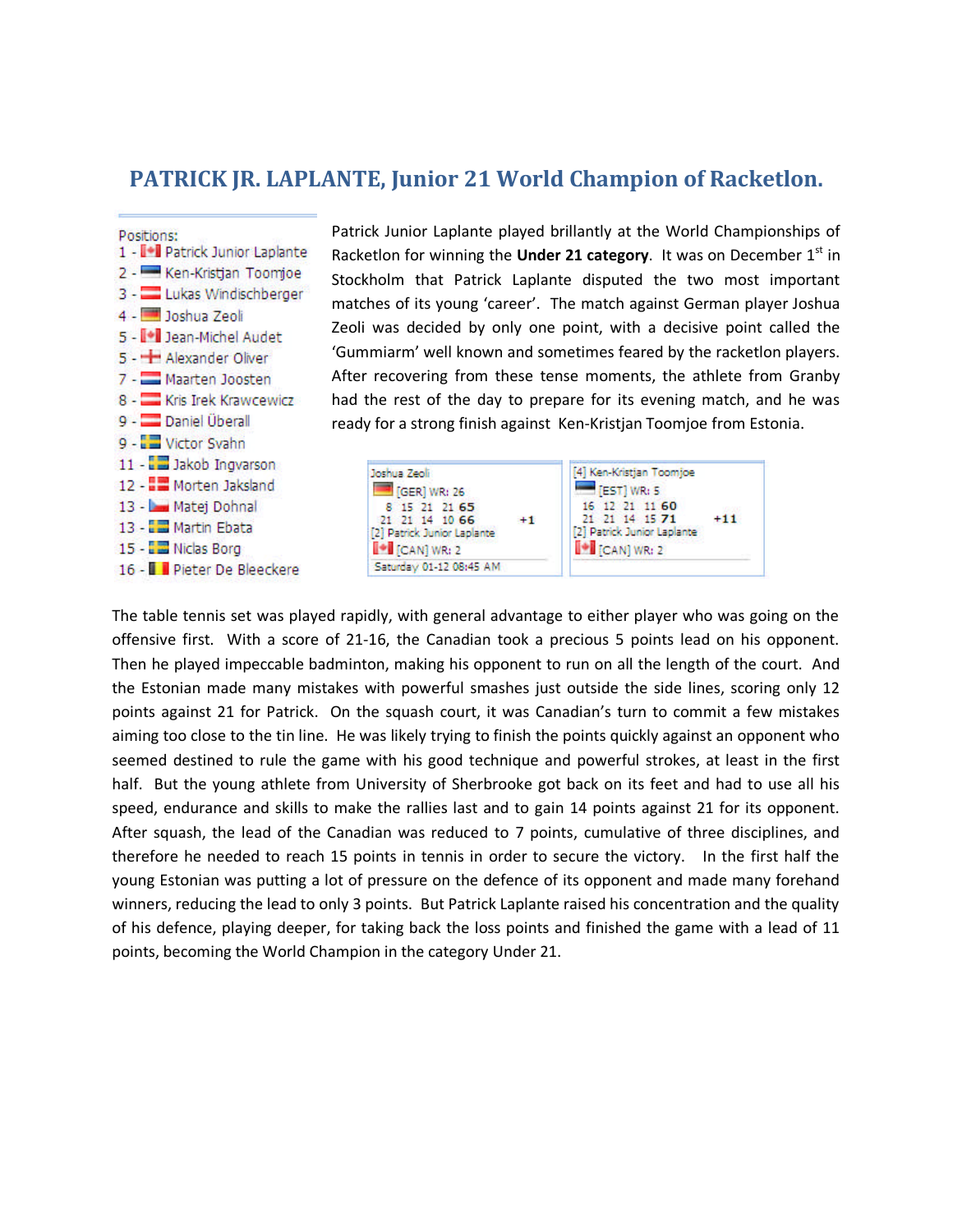# PATRICK JR. LAPLANTE, Junior 21 World Champion of Racketlon.

Positions:
1 - Patrick Junior Laplante
2 - Ken-Kristjan Toomjoe
3 - Lukas Windischberger
4 - Joshua Zeoli
5 - Jean-Michel Audet
5 - Alexander Oliver
7 - Maarten Joosten
8 - Kris Irek Krawcewicz
9 - Daniel Überall
9 - Victor Svahn
11 - Jakob Ingvarson
12 - Morten Jaksland
13 - Matej Dohnal
13 - Martin Ebata
15 - Niclas Borg
16 - Pieter De Bleeckere

Patrick Junior Laplante played brillantly at the World Championships of Racketlon for winning the **Under 21 category**. It was on December 1[st] in Stockholm that Patrick Laplante disputed the two most important matches of its young 'career'. The match against German player Joshua Zeoli was decided by only one point, with a decisive point called the 'Gummiarm' well known and sometimes feared by the racketlon players. After recovering from these tense moments, the athlete from Granby had the rest of the day to prepare for its evening match, and he was ready for a strong finish against Ken-Kristjan Toomjoe from Estonia.

| Joshua Zeoli | | | | | | |
|---|---|---|---|---|---|---|
| [GER] WR: 26 | | | | | | |
| | 8 | 15 | 21 | 21 | **65** | |
| | 21 | 21 | 14 | 10 | **66** | +1 |
| [2] Patrick Junior Laplante | | | | | | |
| [CAN] WR: 2 | | | | | | |
| Saturday 01-12 08:45 AM | | | | | | |

| [4] Ken-Kristjan Toomjoe | | | | | | |
|---|---|---|---|---|---|---|
| [EST] WR: 5 | | | | | | |
| | 16 | 12 | 21 | 11 | **60** | |
| | 21 | 21 | 14 | 15 | **71** | +11 |
| [2] Patrick Junior Laplante | | | | | | |
| [CAN] WR: 2 | | | | | | |

The table tennis set was played rapidly, with general advantage to either player who was going on the offensive first. With a score of 21-16, the Canadian took a precious 5 points lead on his opponent. Then he played impeccable badminton, making his opponent to run on all the length of the court. And the Estonian made many mistakes with powerful smashes just outside the side lines, scoring only 12 points against 21 for Patrick. On the squash court, it was Canadian's turn to commit a few mistakes aiming too close to the tin line. He was likely trying to finish the points quickly against an opponent who seemed destined to rule the game with his good technique and powerful strokes, at least in the first half. But the young athlete from University of Sherbrooke got back on its feet and had to use all his speed, endurance and skills to make the rallies last and to gain 14 points against 21 for its opponent. After squash, the lead of the Canadian was reduced to 7 points, cumulative of three disciplines, and therefore he needed to reach 15 points in tennis in order to secure the victory. In the first half the young Estonian was putting a lot of pressure on the defence of its opponent and made many forehand winners, reducing the lead to only 3 points. But Patrick Laplante raised his concentration and the quality of his defence, playing deeper, for taking back the loss points and finished the game with a lead of 11 points, becoming the World Champion in the category Under 21.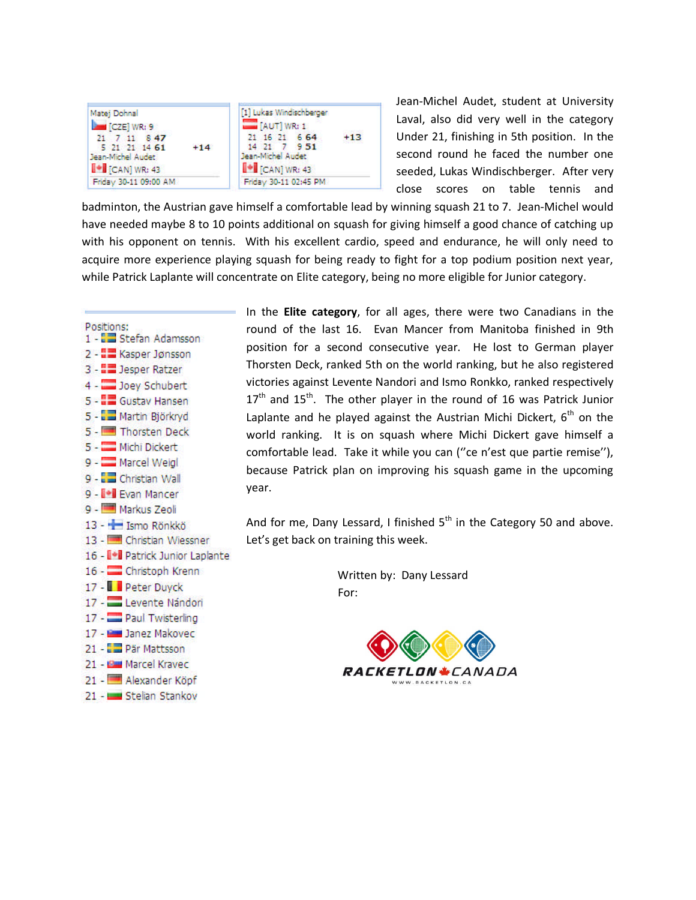| Matej Dohnal | | | | |
|---|---|---|---|---|
| [CZE] WR: 9 | | | | |
| 21 | 7 | 11 | 8 | **47** |
| 5 | 21 | 21 | 14 | **61** |
| Jean-Michel Audet | | | | +14 |
| [CAN] WR: 43 | | | | |
| Friday 30-11 09:00 AM | | | | |

| [1] Lukas Windischberger | | | | |
|---|---|---|---|---|
| [AUT] WR: 1 | | | | |
| 21 | 16 | 21 | 6 | **64** |
| 14 | 21 | 7 | 9 | **51** |
| Jean-Michel Audet | | | | +13 |
| [CAN] WR: 43 | | | | |
| Friday 30-11 02:45 PM | | | | |

Jean-Michel Audet, student at University Laval, also did very well in the category Under 21, finishing in 5th position. In the second round he faced the number one seeded, Lukas Windischberger. After very close scores on table tennis and badminton, the Austrian gave himself a comfortable lead by winning squash 21 to 7. Jean-Michel would have needed maybe 8 to 10 points additional on squash for giving himself a good chance of catching up with his opponent on tennis. With his excellent cardio, speed and endurance, he will only need to acquire more experience playing squash for being ready to fight for a top podium position next year, while Patrick Laplante will concentrate on Elite category, being no more eligible for Junior category.

Positions:
1 - Stefan Adamsson
2 - Kasper Jønsson
3 - Jesper Ratzer
4 - Joey Schubert
5 - Gustav Hansen
5 - Martin Björkryd
5 - Thorsten Deck
5 - Michi Dickert
9 - Marcel Weigl
9 - Christian Wall
9 - Evan Mancer
9 - Markus Zeoli
13 - Ismo Rönkkö
13 - Christian Wiessner
16 - Patrick Junior Laplante
16 - Christoph Krenn
17 - Peter Duyck
17 - Levente Nándori
17 - Paul Twisterling
17 - Janez Makovec
21 - Pär Mattsson
21 - Marcel Kravec
21 - Alexander Köpf
21 - Stelian Stankov

In the **Elite category**, for all ages, there were two Canadians in the round of the last 16. Evan Mancer from Manitoba finished in 9th position for a second consecutive year. He lost to German player Thorsten Deck, ranked 5th on the world ranking, but he also registered victories against Levente Nandori and Ismo Ronkko, ranked respectively 17th and 15th. The other player in the round of 16 was Patrick Junior Laplante and he played against the Austrian Michi Dickert, 6th on the world ranking. It is on squash where Michi Dickert gave himself a comfortable lead. Take it while you can (''ce n'est que partie remise''), because Patrick plan on improving his squash game in the upcoming year.

And for me, Dany Lessard, I finished 5th in the Category 50 and above. Let's get back on training this week.

Written by: Dany Lessard
For:

RACKETLON CANADA
WWW.RACKETLON.CA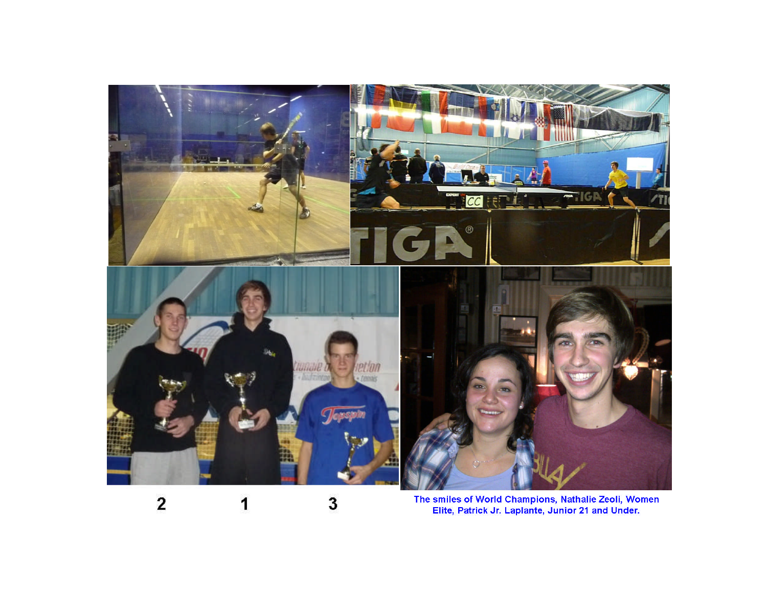2 1 3

The smiles of World Champions, Nathalie Zeoli, Women Elite, Patrick Jr. Laplante, Junior 21 and Under.